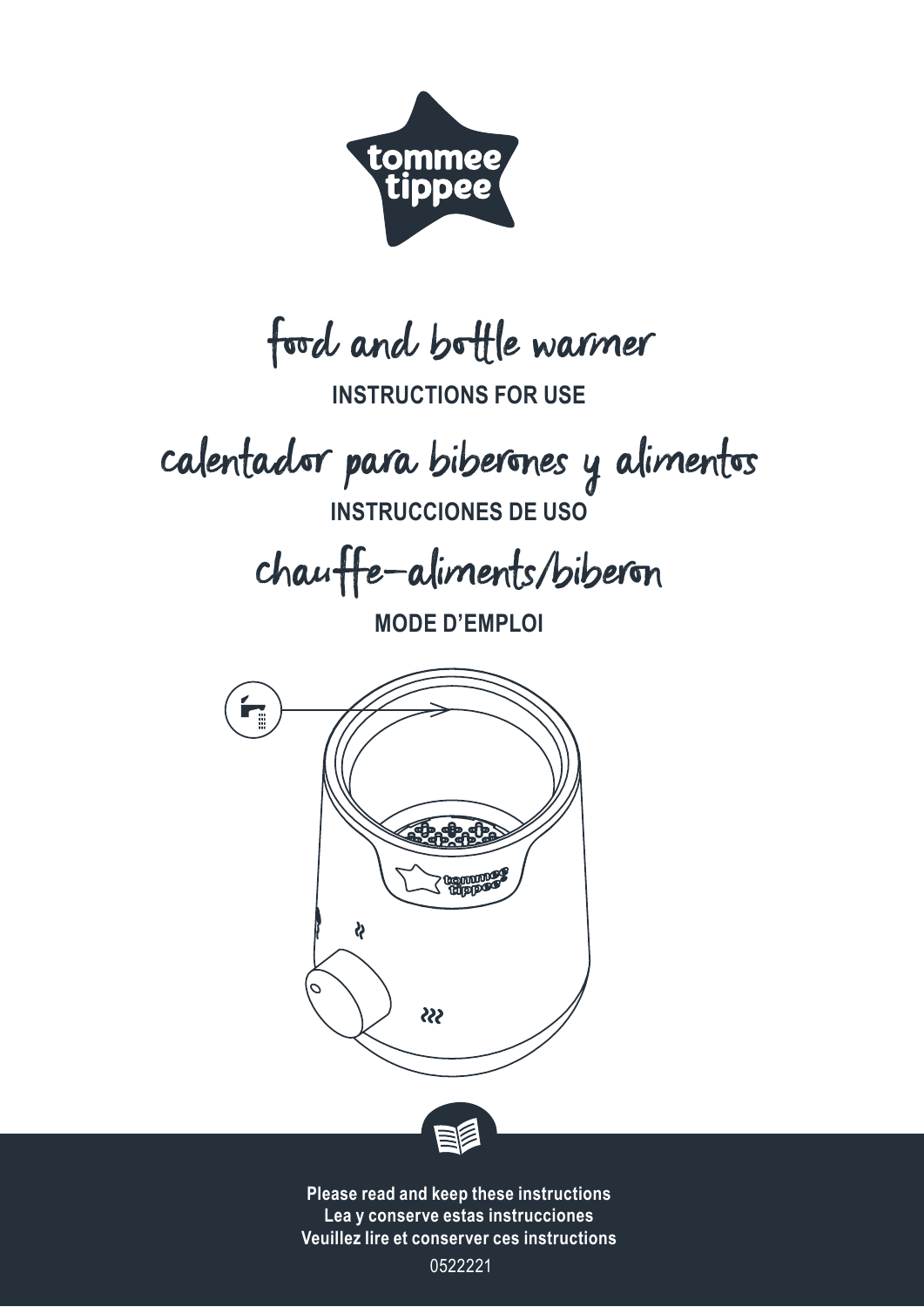tommee tippee

# food and bottle warmer

**INSTRUCTIONS FOR USE**

# calentador para biberones y alimentos

**INSTRUCCIONES DE USO**

# chauffe-aliments/biberon

**MODE D'EMPLOI**

**Please read and keep these instructions**
**Lea y conserve estas instrucciones**
**Veuillez lire et conserver ces instructions**

0522221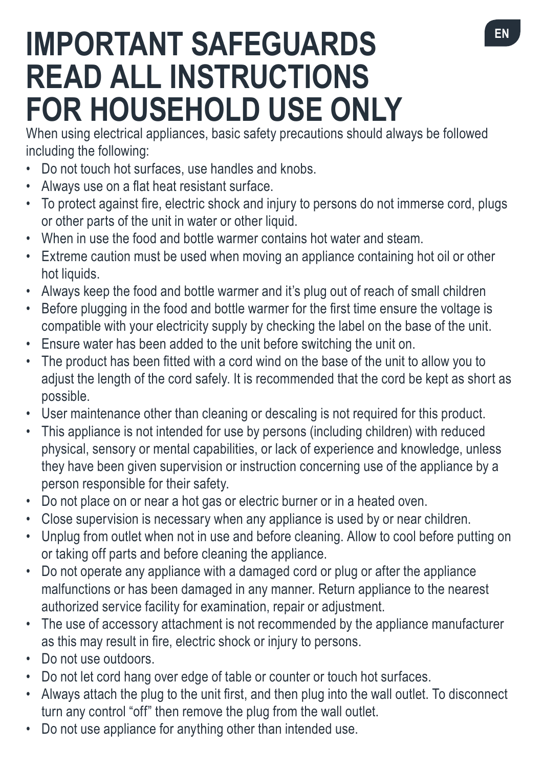# IMPORTANT SAFEGUARDS
# READ ALL INSTRUCTIONS
# FOR HOUSEHOLD USE ONLY

When using electrical appliances, basic safety precautions should always be followed including the following:

- Do not touch hot surfaces, use handles and knobs.
- Always use on a flat heat resistant surface.
- To protect against fire, electric shock and injury to persons do not immerse cord, plugs or other parts of the unit in water or other liquid.
- When in use the food and bottle warmer contains hot water and steam.
- Extreme caution must be used when moving an appliance containing hot oil or other hot liquids.
- Always keep the food and bottle warmer and it's plug out of reach of small children
- Before plugging in the food and bottle warmer for the first time ensure the voltage is compatible with your electricity supply by checking the label on the base of the unit.
- Ensure water has been added to the unit before switching the unit on.
- The product has been fitted with a cord wind on the base of the unit to allow you to adjust the length of the cord safely. It is recommended that the cord be kept as short as possible.
- User maintenance other than cleaning or descaling is not required for this product.
- This appliance is not intended for use by persons (including children) with reduced physical, sensory or mental capabilities, or lack of experience and knowledge, unless they have been given supervision or instruction concerning use of the appliance by a person responsible for their safety.
- Do not place on or near a hot gas or electric burner or in a heated oven.
- Close supervision is necessary when any appliance is used by or near children.
- Unplug from outlet when not in use and before cleaning. Allow to cool before putting on or taking off parts and before cleaning the appliance.
- Do not operate any appliance with a damaged cord or plug or after the appliance malfunctions or has been damaged in any manner. Return appliance to the nearest authorized service facility for examination, repair or adjustment.
- The use of accessory attachment is not recommended by the appliance manufacturer as this may result in fire, electric shock or injury to persons.
- Do not use outdoors.
- Do not let cord hang over edge of table or counter or touch hot surfaces.
- Always attach the plug to the unit first, and then plug into the wall outlet. To disconnect turn any control "off" then remove the plug from the wall outlet.
- Do not use appliance for anything other than intended use.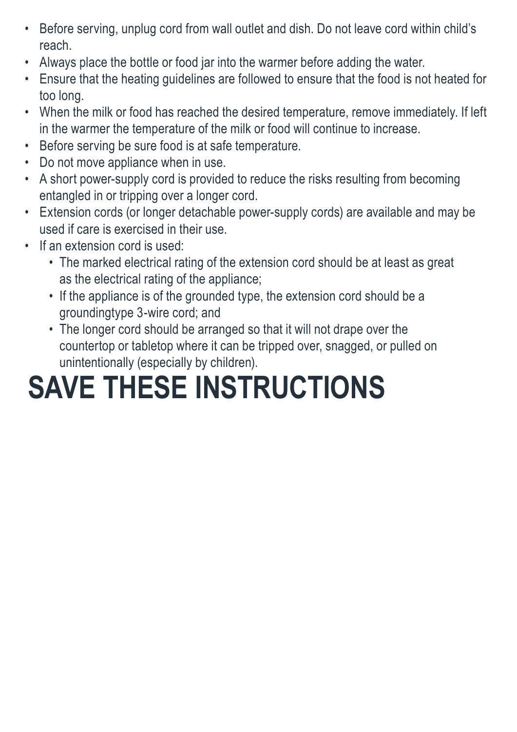- Before serving, unplug cord from wall outlet and dish. Do not leave cord within child's reach.
- Always place the bottle or food jar into the warmer before adding the water.
- Ensure that the heating guidelines are followed to ensure that the food is not heated for too long.
- When the milk or food has reached the desired temperature, remove immediately. If left in the warmer the temperature of the milk or food will continue to increase.
- Before serving be sure food is at safe temperature.
- Do not move appliance when in use.
- A short power-supply cord is provided to reduce the risks resulting from becoming entangled in or tripping over a longer cord.
- Extension cords (or longer detachable power-supply cords) are available and may be used if care is exercised in their use.
- If an extension cord is used:
  - The marked electrical rating of the extension cord should be at least as great as the electrical rating of the appliance;
  - If the appliance is of the grounded type, the extension cord should be a groundingtype 3-wire cord; and
  - The longer cord should be arranged so that it will not drape over the countertop or tabletop where it can be tripped over, snagged, or pulled on unintentionally (especially by children).

# SAVE THESE INSTRUCTIONS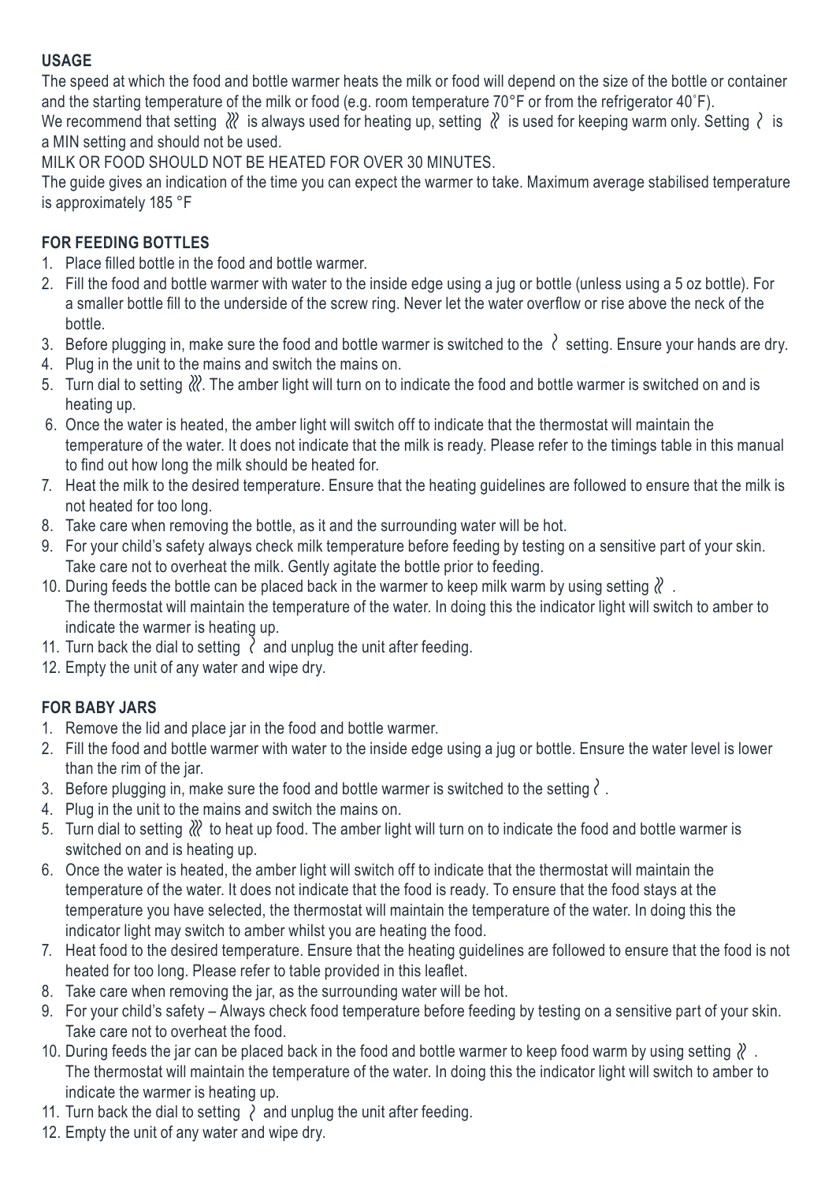## USAGE

The speed at which the food and bottle warmer heats the milk or food will depend on the size of the bottle or container and the starting temperature of the milk or food (e.g. room temperature 70°F or from the refrigerator 40˚F).

We recommend that setting ≀≀≀ is always used for heating up, setting ≀≀ is used for keeping warm only. Setting ≀ is a MIN setting and should not be used.

MILK OR FOOD SHOULD NOT BE HEATED FOR OVER 30 MINUTES.

The guide gives an indication of the time you can expect the warmer to take. Maximum average stabilised temperature is approximately 185 °F

## FOR FEEDING BOTTLES

1. Place filled bottle in the food and bottle warmer.
2. Fill the food and bottle warmer with water to the inside edge using a jug or bottle (unless using a 5 oz bottle). For a smaller bottle fill to the underside of the screw ring. Never let the water overflow or rise above the neck of the bottle.
3. Before plugging in, make sure the food and bottle warmer is switched to the ≀ setting. Ensure your hands are dry.
4. Plug in the unit to the mains and switch the mains on.
5. Turn dial to setting ≀≀≀. The amber light will turn on to indicate the food and bottle warmer is switched on and is heating up.
6. Once the water is heated, the amber light will switch off to indicate that the thermostat will maintain the temperature of the water. It does not indicate that the milk is ready. Please refer to the timings table in this manual to find out how long the milk should be heated for.
7. Heat the milk to the desired temperature. Ensure that the heating guidelines are followed to ensure that the milk is not heated for too long.
8. Take care when removing the bottle, as it and the surrounding water will be hot.
9. For your child's safety always check milk temperature before feeding by testing on a sensitive part of your skin. Take care not to overheat the milk. Gently agitate the bottle prior to feeding.
10. During feeds the bottle can be placed back in the warmer to keep milk warm by using setting ≀≀ . The thermostat will maintain the temperature of the water. In doing this the indicator light will switch to amber to indicate the warmer is heating up.
11. Turn back the dial to setting ≀ and unplug the unit after feeding.
12. Empty the unit of any water and wipe dry.

## FOR BABY JARS

1. Remove the lid and place jar in the food and bottle warmer.
2. Fill the food and bottle warmer with water to the inside edge using a jug or bottle. Ensure the water level is lower than the rim of the jar.
3. Before plugging in, make sure the food and bottle warmer is switched to the setting ≀ .
4. Plug in the unit to the mains and switch the mains on.
5. Turn dial to setting ≀≀≀ to heat up food. The amber light will turn on to indicate the food and bottle warmer is switched on and is heating up.
6. Once the water is heated, the amber light will switch off to indicate that the thermostat will maintain the temperature of the water. It does not indicate that the food is ready. To ensure that the food stays at the temperature you have selected, the thermostat will maintain the temperature of the water. In doing this the indicator light may switch to amber whilst you are heating the food.
7. Heat food to the desired temperature. Ensure that the heating guidelines are followed to ensure that the food is not heated for too long. Please refer to table provided in this leaflet.
8. Take care when removing the jar, as the surrounding water will be hot.
9. For your child's safety – Always check food temperature before feeding by testing on a sensitive part of your skin. Take care not to overheat the food.
10. During feeds the jar can be placed back in the food and bottle warmer to keep food warm by using setting ≀≀ . The thermostat will maintain the temperature of the water. In doing this the indicator light will switch to amber to indicate the warmer is heating up.
11. Turn back the dial to setting ≀ and unplug the unit after feeding.
12. Empty the unit of any water and wipe dry.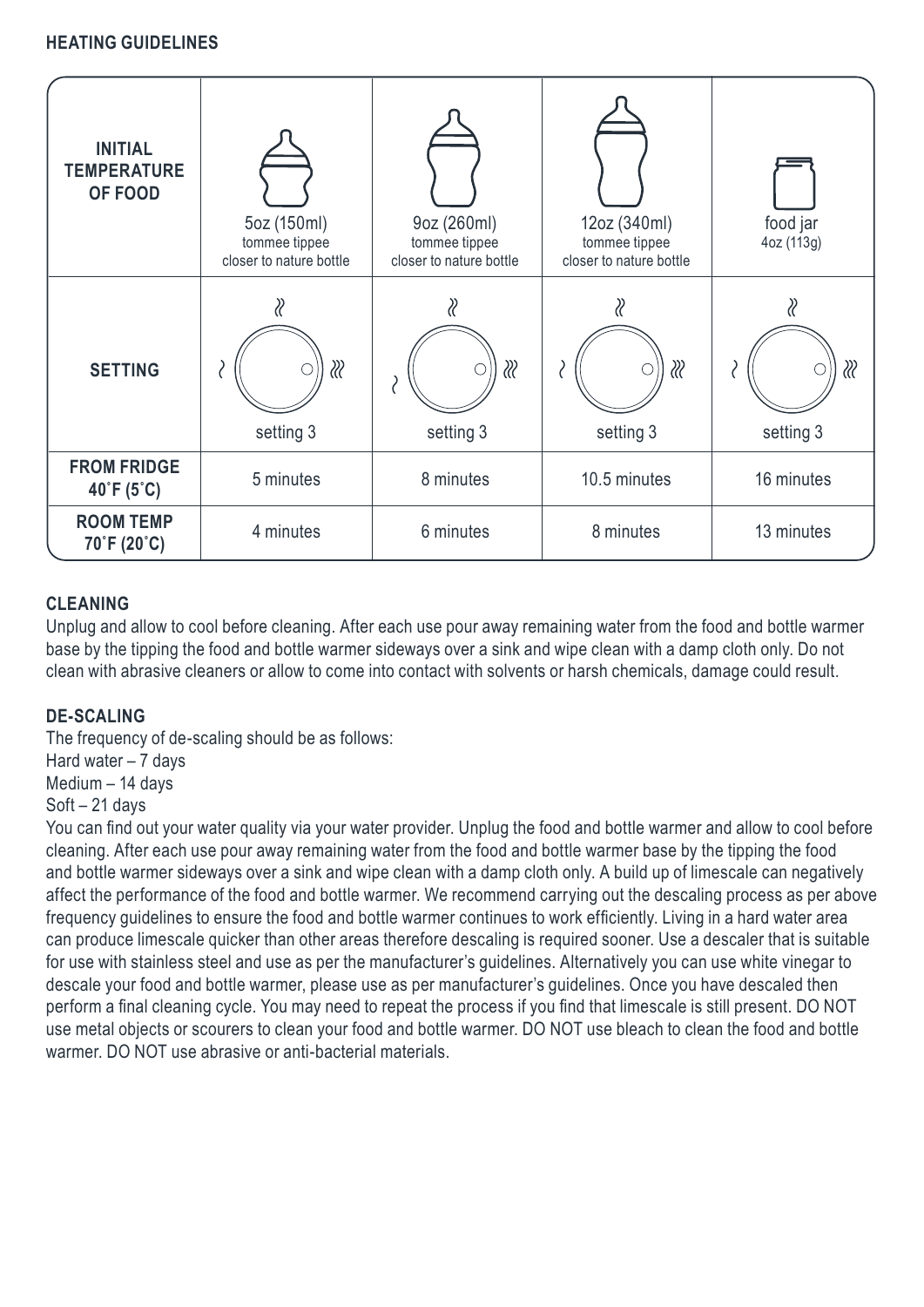## HEATING GUIDELINES

| INITIAL TEMPERATURE OF FOOD | 5oz (150ml) tommee tippee closer to nature bottle | 9oz (260ml) tommee tippee closer to nature bottle | 12oz (340ml) tommee tippee closer to nature bottle | food jar 4oz (113g) |
|---|---|---|---|---|
| SETTING | setting 3 | setting 3 | setting 3 | setting 3 |
| FROM FRIDGE 40˚F (5˚C) | 5 minutes | 8 minutes | 10.5 minutes | 16 minutes |
| ROOM TEMP 70˚F (20˚C) | 4 minutes | 6 minutes | 8 minutes | 13 minutes |

### CLEANING

Unplug and allow to cool before cleaning. After each use pour away remaining water from the food and bottle warmer base by the tipping the food and bottle warmer sideways over a sink and wipe clean with a damp cloth only. Do not clean with abrasive cleaners or allow to come into contact with solvents or harsh chemicals, damage could result.

### DE-SCALING

The frequency of de-scaling should be as follows:
Hard water – 7 days
Medium – 14 days
Soft – 21 days

You can find out your water quality via your water provider. Unplug the food and bottle warmer and allow to cool before cleaning. After each use pour away remaining water from the food and bottle warmer base by the tipping the food and bottle warmer sideways over a sink and wipe clean with a damp cloth only. A build up of limescale can negatively affect the performance of the food and bottle warmer. We recommend carrying out the descaling process as per above frequency guidelines to ensure the food and bottle warmer continues to work efficiently. Living in a hard water area can produce limescale quicker than other areas therefore descaling is required sooner. Use a descaler that is suitable for use with stainless steel and use as per the manufacturer's guidelines. Alternatively you can use white vinegar to descale your food and bottle warmer, please use as per manufacturer's guidelines. Once you have descaled then perform a final cleaning cycle. You may need to repeat the process if you find that limescale is still present. DO NOT use metal objects or scourers to clean your food and bottle warmer. DO NOT use bleach to clean the food and bottle warmer. DO NOT use abrasive or anti-bacterial materials.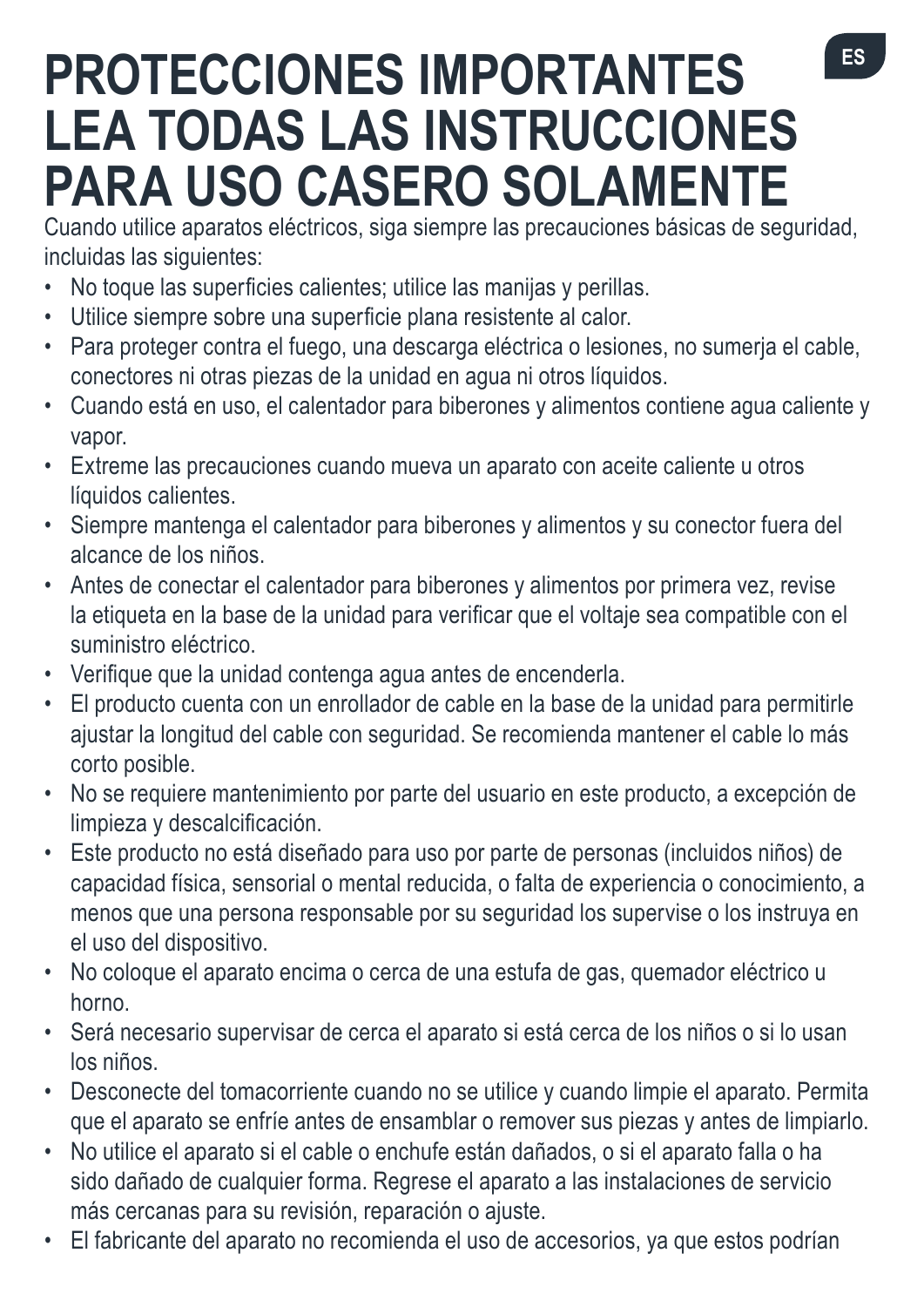# PROTECCIONES IMPORTANTES LEA TODAS LAS INSTRUCCIONES PARA USO CASERO SOLAMENTE

Cuando utilice aparatos eléctricos, siga siempre las precauciones básicas de seguridad, incluidas las siguientes:

- No toque las superficies calientes; utilice las manijas y perillas.
- Utilice siempre sobre una superficie plana resistente al calor.
- Para proteger contra el fuego, una descarga eléctrica o lesiones, no sumerja el cable, conectores ni otras piezas de la unidad en agua ni otros líquidos.
- Cuando está en uso, el calentador para biberones y alimentos contiene agua caliente y vapor.
- Extreme las precauciones cuando mueva un aparato con aceite caliente u otros líquidos calientes.
- Siempre mantenga el calentador para biberones y alimentos y su conector fuera del alcance de los niños.
- Antes de conectar el calentador para biberones y alimentos por primera vez, revise la etiqueta en la base de la unidad para verificar que el voltaje sea compatible con el suministro eléctrico.
- Verifique que la unidad contenga agua antes de encenderla.
- El producto cuenta con un enrollador de cable en la base de la unidad para permitirle ajustar la longitud del cable con seguridad. Se recomienda mantener el cable lo más corto posible.
- No se requiere mantenimiento por parte del usuario en este producto, a excepción de limpieza y descalcificación.
- Este producto no está diseñado para uso por parte de personas (incluidos niños) de capacidad física, sensorial o mental reducida, o falta de experiencia o conocimiento, a menos que una persona responsable por su seguridad los supervise o los instruya en el uso del dispositivo.
- No coloque el aparato encima o cerca de una estufa de gas, quemador eléctrico u horno.
- Será necesario supervisar de cerca el aparato si está cerca de los niños o si lo usan los niños.
- Desconecte del tomacorriente cuando no se utilice y cuando limpie el aparato. Permita que el aparato se enfríe antes de ensamblar o remover sus piezas y antes de limpiarlo.
- No utilice el aparato si el cable o enchufe están dañados, o si el aparato falla o ha sido dañado de cualquier forma. Regrese el aparato a las instalaciones de servicio más cercanas para su revisión, reparación o ajuste.
- El fabricante del aparato no recomienda el uso de accesorios, ya que estos podrían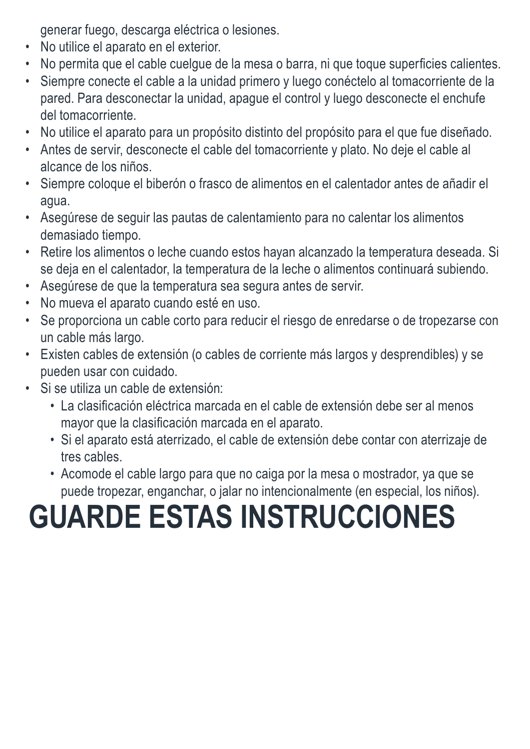generar fuego, descarga eléctrica o lesiones.

- No utilice el aparato en el exterior.
- No permita que el cable cuelgue de la mesa o barra, ni que toque superficies calientes.
- Siempre conecte el cable a la unidad primero y luego conéctelo al tomacorriente de la pared. Para desconectar la unidad, apague el control y luego desconecte el enchufe del tomacorriente.
- No utilice el aparato para un propósito distinto del propósito para el que fue diseñado.
- Antes de servir, desconecte el cable del tomacorriente y plato. No deje el cable al alcance de los niños.
- Siempre coloque el biberón o frasco de alimentos en el calentador antes de añadir el agua.
- Asegúrese de seguir las pautas de calentamiento para no calentar los alimentos demasiado tiempo.
- Retire los alimentos o leche cuando estos hayan alcanzado la temperatura deseada. Si se deja en el calentador, la temperatura de la leche o alimentos continuará subiendo.
- Asegúrese de que la temperatura sea segura antes de servir.
- No mueva el aparato cuando esté en uso.
- Se proporciona un cable corto para reducir el riesgo de enredarse o de tropezarse con un cable más largo.
- Existen cables de extensión (o cables de corriente más largos y desprendibles) y se pueden usar con cuidado.
- Si se utiliza un cable de extensión:
  - La clasificación eléctrica marcada en el cable de extensión debe ser al menos mayor que la clasificación marcada en el aparato.
  - Si el aparato está aterrizado, el cable de extensión debe contar con aterrizaje de tres cables.
  - Acomode el cable largo para que no caiga por la mesa o mostrador, ya que se puede tropezar, enganchar, o jalar no intencionalmente (en especial, los niños).

# GUARDE ESTAS INSTRUCCIONES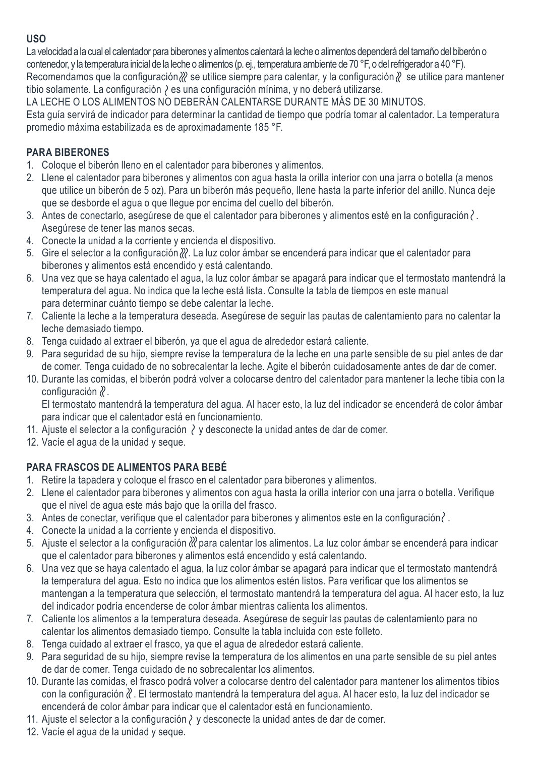**USO**

La velocidad a la cual el calentador para biberones y alimentos calentará la leche o alimentos dependerá del tamaño del biberón o contenedor, y la temperatura inicial de la leche o alimentos (p. ej., temperatura ambiente de 70 °F, o del refrigerador a 40 °F).
Recomendamos que la configuración ≋ se utilice siempre para calentar, y la configuración ≈ se utilice para mantener tibio solamente. La configuración ∼ es una configuración mínima, y no deberá utilizarse.
LA LECHE O LOS ALIMENTOS NO DEBERÁN CALENTARSE DURANTE MÁS DE 30 MINUTOS.
Esta guía servirá de indicador para determinar la cantidad de tiempo que podría tomar al calentador. La temperatura promedio máxima estabilizada es de aproximadamente 185 °F.

**PARA BIBERONES**

1. Coloque el biberón lleno en el calentador para biberones y alimentos.
2. Llene el calentador para biberones y alimentos con agua hasta la orilla interior con una jarra o botella (a menos que utilice un biberón de 5 oz). Para un biberón más pequeño, llene hasta la parte inferior del anillo. Nunca deje que se desborde el agua o que llegue por encima del cuello del biberón.
3. Antes de conectarlo, asegúrese de que el calentador para biberones y alimentos esté en la configuración ∼. Asegúrese de tener las manos secas.
4. Conecte la unidad a la corriente y encienda el dispositivo.
5. Gire el selector a la configuración ≋. La luz color ámbar se encenderá para indicar que el calentador para biberones y alimentos está encendido y está calentando.
6. Una vez que se haya calentado el agua, la luz color ámbar se apagará para indicar que el termostato mantendrá la temperatura del agua. No indica que la leche está lista. Consulte la tabla de tiempos en este manual para determinar cuánto tiempo se debe calentar la leche.
7. Caliente la leche a la temperatura deseada. Asegúrese de seguir las pautas de calentamiento para no calentar la leche demasiado tiempo.
8. Tenga cuidado al extraer el biberón, ya que el agua de alrededor estará caliente.
9. Para seguridad de su hijo, siempre revise la temperatura de la leche en una parte sensible de su piel antes de dar de comer. Tenga cuidado de no sobrecalentar la leche. Agite el biberón cuidadosamente antes de dar de comer.
10. Durante las comidas, el biberón podrá volver a colocarse dentro del calentador para mantener la leche tibia con la configuración ≈.
    El termostato mantendrá la temperatura del agua. Al hacer esto, la luz del indicador se encenderá de color ámbar para indicar que el calentador está en funcionamiento.
11. Ajuste el selector a la configuración ∼ y desconecte la unidad antes de dar de comer.
12. Vacíe el agua de la unidad y seque.

**PARA FRASCOS DE ALIMENTOS PARA BEBÉ**

1. Retire la tapadera y coloque el frasco en el calentador para biberones y alimentos.
2. Llene el calentador para biberones y alimentos con agua hasta la orilla interior con una jarra o botella. Verifique que el nivel de agua este más bajo que la orilla del frasco.
3. Antes de conectar, verifique que el calentador para biberones y alimentos este en la configuración ∼.
4. Conecte la unidad a la corriente y encienda el dispositivo.
5. Ajuste el selector a la configuración ≋ para calentar los alimentos. La luz color ámbar se encenderá para indicar que el calentador para biberones y alimentos está encendido y está calentando.
6. Una vez que se haya calentado el agua, la luz color ámbar se apagará para indicar que el termostato mantendrá la temperatura del agua. Esto no indica que los alimentos estén listos. Para verificar que los alimentos se mantengan a la temperatura que selección, el termostato mantendrá la temperatura del agua. Al hacer esto, la luz del indicador podría encenderse de color ámbar mientras calienta los alimentos.
7. Caliente los alimentos a la temperatura deseada. Asegúrese de seguir las pautas de calentamiento para no calentar los alimentos demasiado tiempo. Consulte la tabla incluida con este folleto.
8. Tenga cuidado al extraer el frasco, ya que el agua de alrededor estará caliente.
9. Para seguridad de su hijo, siempre revise la temperatura de los alimentos en una parte sensible de su piel antes de dar de comer. Tenga cuidado de no sobrecalentar los alimentos.
10. Durante las comidas, el frasco podrá volver a colocarse dentro del calentador para mantener los alimentos tibios con la configuración ≈. El termostato mantendrá la temperatura del agua. Al hacer esto, la luz del indicador se encenderá de color ámbar para indicar que el calentador está en funcionamiento.
11. Ajuste el selector a la configuración ∼ y desconecte la unidad antes de dar de comer.
12. Vacíe el agua de la unidad y seque.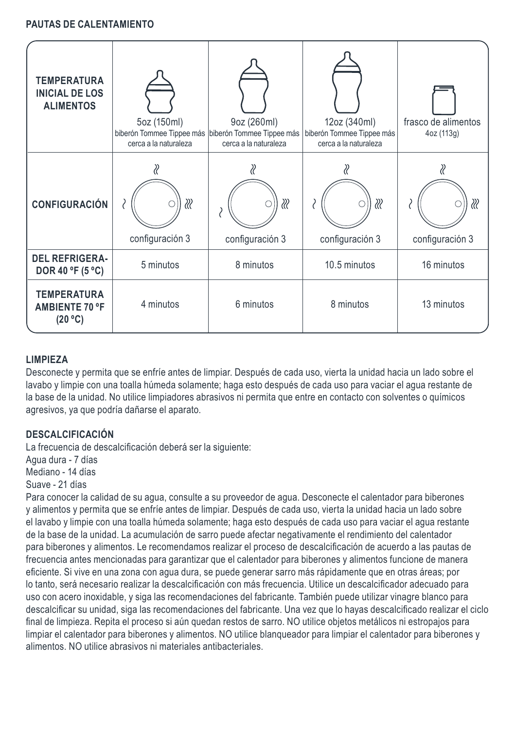## PAUTAS DE CALENTAMIENTO

| TEMPERATURA INICIAL DE LOS ALIMENTOS | 5oz (150ml) biberón Tommee Tippee más cerca a la naturaleza | 9oz (260ml) biberón Tommee Tippee más cerca a la naturaleza | 12oz (340ml) biberón Tommee Tippee más cerca a la naturaleza | frasco de alimentos 4oz (113g) |
|---|---|---|---|---|
| CONFIGURACIÓN | configuración 3 | configuración 3 | configuración 3 | configuración 3 |
| DEL REFRIGERADOR 40 ºF (5 ºC) | 5 minutos | 8 minutos | 10.5 minutos | 16 minutos |
| TEMPERATURA AMBIENTE 70 ºF (20 ºC) | 4 minutos | 6 minutos | 8 minutos | 13 minutos |

## LIMPIEZA

Desconecte y permita que se enfríe antes de limpiar. Después de cada uso, vierta la unidad hacia un lado sobre el lavabo y limpie con una toalla húmeda solamente; haga esto después de cada uso para vaciar el agua restante de la base de la unidad. No utilice limpiadores abrasivos ni permita que entre en contacto con solventes o químicos agresivos, ya que podría dañarse el aparato.

## DESCALCIFICACIÓN

La frecuencia de descalcificación deberá ser la siguiente:
Agua dura - 7 días
Mediano - 14 días
Suave - 21 días

Para conocer la calidad de su agua, consulte a su proveedor de agua. Desconecte el calentador para biberones y alimentos y permita que se enfríe antes de limpiar. Después de cada uso, vierta la unidad hacia un lado sobre el lavabo y limpie con una toalla húmeda solamente; haga esto después de cada uso para vaciar el agua restante de la base de la unidad. La acumulación de sarro puede afectar negativamente el rendimiento del calentador para biberones y alimentos. Le recomendamos realizar el proceso de descalcificación de acuerdo a las pautas de frecuencia antes mencionadas para garantizar que el calentador para biberones y alimentos funcione de manera eficiente. Si vive en una zona con agua dura, se puede generar sarro más rápidamente que en otras áreas; por lo tanto, será necesario realizar la descalcificación con más frecuencia. Utilice un descalcificador adecuado para uso con acero inoxidable, y siga las recomendaciones del fabricante. También puede utilizar vinagre blanco para descalcificar su unidad, siga las recomendaciones del fabricante. Una vez que lo hayas descalcificado realizar el ciclo final de limpieza. Repita el proceso si aún quedan restos de sarro. NO utilice objetos metálicos ni estropajos para limpiar el calentador para biberones y alimentos. NO utilice blanqueador para limpiar el calentador para biberones y alimentos. NO utilice abrasivos ni materiales antibacteriales.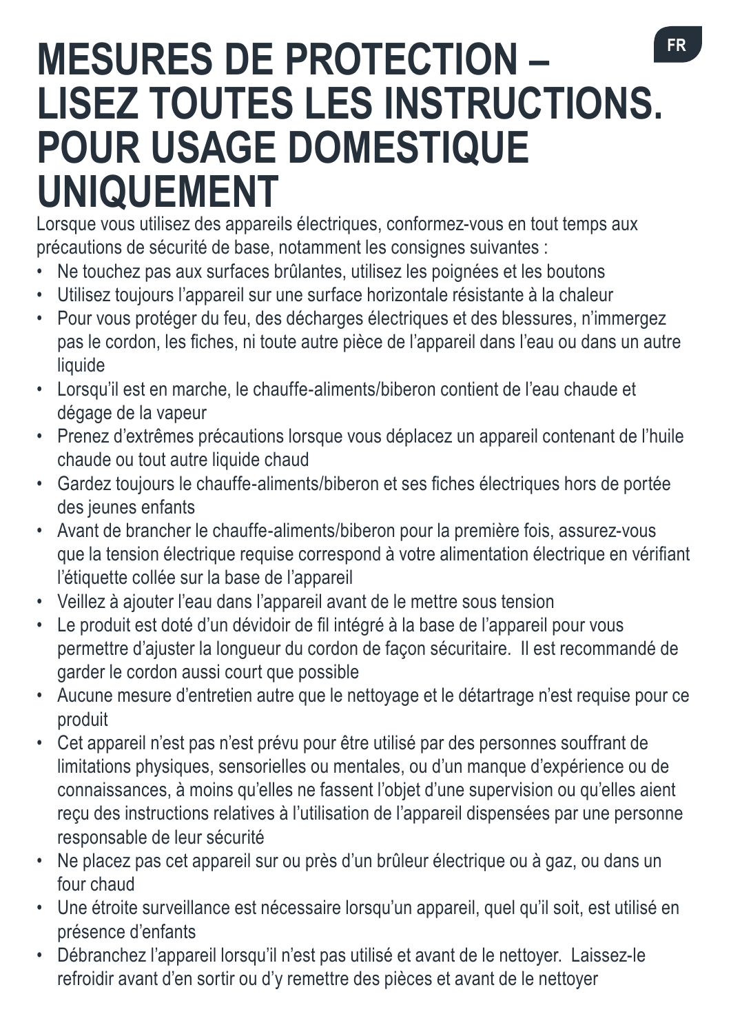# MESURES DE PROTECTION – LISEZ TOUTES LES INSTRUCTIONS. POUR USAGE DOMESTIQUE UNIQUEMENT

Lorsque vous utilisez des appareils électriques, conformez-vous en tout temps aux précautions de sécurité de base, notamment les consignes suivantes :

- Ne touchez pas aux surfaces brûlantes, utilisez les poignées et les boutons
- Utilisez toujours l'appareil sur une surface horizontale résistante à la chaleur
- Pour vous protéger du feu, des décharges électriques et des blessures, n'immergez pas le cordon, les fiches, ni toute autre pièce de l'appareil dans l'eau ou dans un autre liquide
- Lorsqu'il est en marche, le chauffe-aliments/biberon contient de l'eau chaude et dégage de la vapeur
- Prenez d'extrêmes précautions lorsque vous déplacez un appareil contenant de l'huile chaude ou tout autre liquide chaud
- Gardez toujours le chauffe-aliments/biberon et ses fiches électriques hors de portée des jeunes enfants
- Avant de brancher le chauffe-aliments/biberon pour la première fois, assurez-vous que la tension électrique requise correspond à votre alimentation électrique en vérifiant l'étiquette collée sur la base de l'appareil
- Veillez à ajouter l'eau dans l'appareil avant de le mettre sous tension
- Le produit est doté d'un dévidoir de fil intégré à la base de l'appareil pour vous permettre d'ajuster la longueur du cordon de façon sécuritaire. Il est recommandé de garder le cordon aussi court que possible
- Aucune mesure d'entretien autre que le nettoyage et le détartrage n'est requise pour ce produit
- Cet appareil n'est pas n'est prévu pour être utilisé par des personnes souffrant de limitations physiques, sensorielles ou mentales, ou d'un manque d'expérience ou de connaissances, à moins qu'elles ne fassent l'objet d'une supervision ou qu'elles aient reçu des instructions relatives à l'utilisation de l'appareil dispensées par une personne responsable de leur sécurité
- Ne placez pas cet appareil sur ou près d'un brûleur électrique ou à gaz, ou dans un four chaud
- Une étroite surveillance est nécessaire lorsqu'un appareil, quel qu'il soit, est utilisé en présence d'enfants
- Débranchez l'appareil lorsqu'il n'est pas utilisé et avant de le nettoyer. Laissez-le refroidir avant d'en sortir ou d'y remettre des pièces et avant de le nettoyer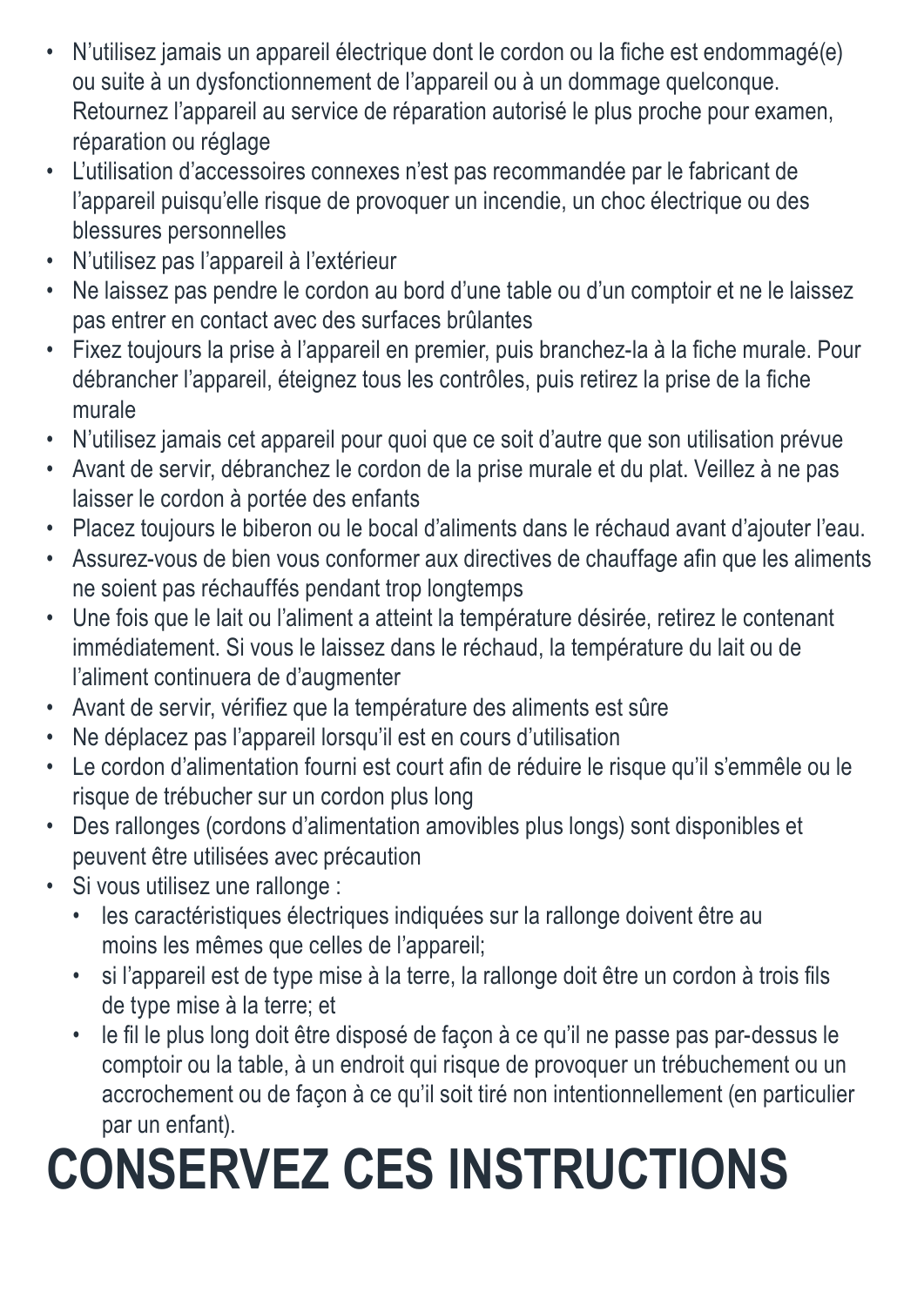- N'utilisez jamais un appareil électrique dont le cordon ou la fiche est endommagé(e) ou suite à un dysfonctionnement de l'appareil ou à un dommage quelconque. Retournez l'appareil au service de réparation autorisé le plus proche pour examen, réparation ou réglage
- L'utilisation d'accessoires connexes n'est pas recommandée par le fabricant de l'appareil puisqu'elle risque de provoquer un incendie, un choc électrique ou des blessures personnelles
- N'utilisez pas l'appareil à l'extérieur
- Ne laissez pas pendre le cordon au bord d'une table ou d'un comptoir et ne le laissez pas entrer en contact avec des surfaces brûlantes
- Fixez toujours la prise à l'appareil en premier, puis branchez-la à la fiche murale. Pour débrancher l'appareil, éteignez tous les contrôles, puis retirez la prise de la fiche murale
- N'utilisez jamais cet appareil pour quoi que ce soit d'autre que son utilisation prévue
- Avant de servir, débranchez le cordon de la prise murale et du plat. Veillez à ne pas laisser le cordon à portée des enfants
- Placez toujours le biberon ou le bocal d'aliments dans le réchaud avant d'ajouter l'eau.
- Assurez-vous de bien vous conformer aux directives de chauffage afin que les aliments ne soient pas réchauffés pendant trop longtemps
- Une fois que le lait ou l'aliment a atteint la température désirée, retirez le contenant immédiatement. Si vous le laissez dans le réchaud, la température du lait ou de l'aliment continuera de d'augmenter
- Avant de servir, vérifiez que la température des aliments est sûre
- Ne déplacez pas l'appareil lorsqu'il est en cours d'utilisation
- Le cordon d'alimentation fourni est court afin de réduire le risque qu'il s'emmêle ou le risque de trébucher sur un cordon plus long
- Des rallonges (cordons d'alimentation amovibles plus longs) sont disponibles et peuvent être utilisées avec précaution
- Si vous utilisez une rallonge :
  - les caractéristiques électriques indiquées sur la rallonge doivent être au moins les mêmes que celles de l'appareil;
  - si l'appareil est de type mise à la terre, la rallonge doit être un cordon à trois fils de type mise à la terre; et
  - le fil le plus long doit être disposé de façon à ce qu'il ne passe pas par-dessus le comptoir ou la table, à un endroit qui risque de provoquer un trébuchement ou un accrochement ou de façon à ce qu'il soit tiré non intentionnellement (en particulier par un enfant).

# CONSERVEZ CES INSTRUCTIONS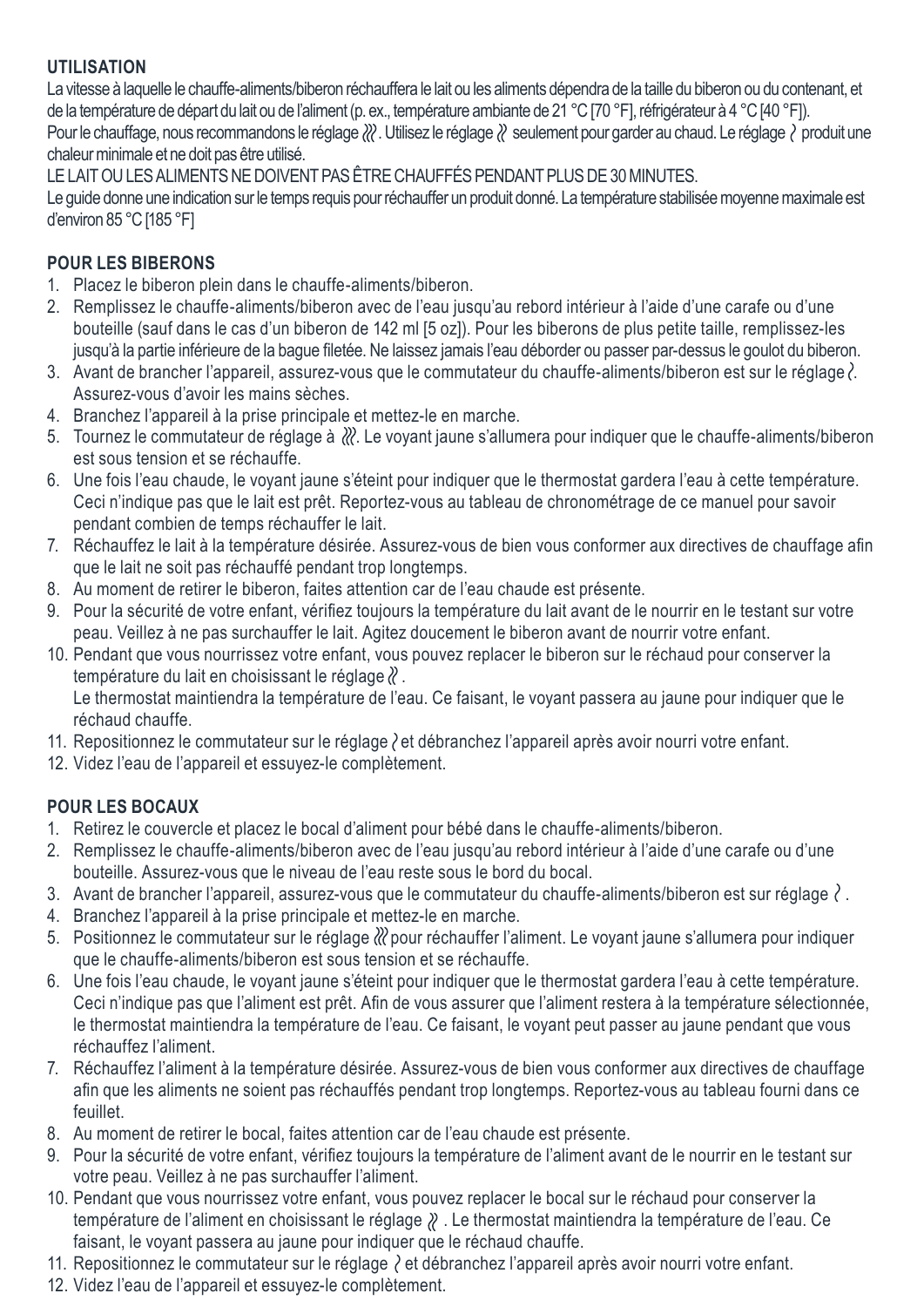**UTILISATION**

La vitesse à laquelle le chauffe-aliments/biberon réchauffera le lait ou les aliments dépendra de la taille du biberon ou du contenant, et de la température de départ du lait ou de l'aliment (p. ex., température ambiante de 21 °C [70 °F], réfrigérateur à 4 °C [40 °F]).

Pour le chauffage, nous recommandons le réglage ≋. Utilisez le réglage ≈ seulement pour garder au chaud. Le réglage ~ produit une chaleur minimale et ne doit pas être utilisé.

LE LAIT OU LES ALIMENTS NE DOIVENT PAS ÊTRE CHAUFFÉS PENDANT PLUS DE 30 MINUTES.

Le guide donne une indication sur le temps requis pour réchauffer un produit donné. La température stabilisée moyenne maximale est d'environ 85 °C [185 °F]

**POUR LES BIBERONS**

1. Placez le biberon plein dans le chauffe-aliments/biberon.
2. Remplissez le chauffe-aliments/biberon avec de l'eau jusqu'au rebord intérieur à l'aide d'une carafe ou d'une bouteille (sauf dans le cas d'un biberon de 142 ml [5 oz]). Pour les biberons de plus petite taille, remplissez-les jusqu'à la partie inférieure de la bague filetée. Ne laissez jamais l'eau déborder ou passer par-dessus le goulot du biberon.
3. Avant de brancher l'appareil, assurez-vous que le commutateur du chauffe-aliments/biberon est sur le réglage ~. Assurez-vous d'avoir les mains sèches.
4. Branchez l'appareil à la prise principale et mettez-le en marche.
5. Tournez le commutateur de réglage à ≋. Le voyant jaune s'allumera pour indiquer que le chauffe-aliments/biberon est sous tension et se réchauffe.
6. Une fois l'eau chaude, le voyant jaune s'éteint pour indiquer que le thermostat gardera l'eau à cette température. Ceci n'indique pas que le lait est prêt. Reportez-vous au tableau de chronométrage de ce manuel pour savoir pendant combien de temps réchauffer le lait.
7. Réchauffez le lait à la température désirée. Assurez-vous de bien vous conformer aux directives de chauffage afin que le lait ne soit pas réchauffé pendant trop longtemps.
8. Au moment de retirer le biberon, faites attention car de l'eau chaude est présente.
9. Pour la sécurité de votre enfant, vérifiez toujours la température du lait avant de le nourrir en le testant sur votre peau. Veillez à ne pas surchauffer le lait. Agitez doucement le biberon avant de nourrir votre enfant.
10. Pendant que vous nourrissez votre enfant, vous pouvez replacer le biberon sur le réchaud pour conserver la température du lait en choisissant le réglage ≈.
    Le thermostat maintiendra la température de l'eau. Ce faisant, le voyant passera au jaune pour indiquer que le réchaud chauffe.
11. Repositionnez le commutateur sur le réglage ~ et débranchez l'appareil après avoir nourri votre enfant.
12. Videz l'eau de l'appareil et essuyez-le complètement.

**POUR LES BOCAUX**

1. Retirez le couvercle et placez le bocal d'aliment pour bébé dans le chauffe-aliments/biberon.
2. Remplissez le chauffe-aliments/biberon avec de l'eau jusqu'au rebord intérieur à l'aide d'une carafe ou d'une bouteille. Assurez-vous que le niveau de l'eau reste sous le bord du bocal.
3. Avant de brancher l'appareil, assurez-vous que le commutateur du chauffe-aliments/biberon est sur réglage ~.
4. Branchez l'appareil à la prise principale et mettez-le en marche.
5. Positionnez le commutateur sur le réglage ≋ pour réchauffer l'aliment. Le voyant jaune s'allumera pour indiquer que le chauffe-aliments/biberon est sous tension et se réchauffe.
6. Une fois l'eau chaude, le voyant jaune s'éteint pour indiquer que le thermostat gardera l'eau à cette température. Ceci n'indique pas que l'aliment est prêt. Afin de vous assurer que l'aliment restera à la température sélectionnée, le thermostat maintiendra la température de l'eau. Ce faisant, le voyant peut passer au jaune pendant que vous réchauffez l'aliment.
7. Réchauffez l'aliment à la température désirée. Assurez-vous de bien vous conformer aux directives de chauffage afin que les aliments ne soient pas réchauffés pendant trop longtemps. Reportez-vous au tableau fourni dans ce feuillet.
8. Au moment de retirer le bocal, faites attention car de l'eau chaude est présente.
9. Pour la sécurité de votre enfant, vérifiez toujours la température de l'aliment avant de le nourrir en le testant sur votre peau. Veillez à ne pas surchauffer l'aliment.
10. Pendant que vous nourrissez votre enfant, vous pouvez replacer le bocal sur le réchaud pour conserver la température de l'aliment en choisissant le réglage ≈. Le thermostat maintiendra la température de l'eau. Ce faisant, le voyant passera au jaune pour indiquer que le réchaud chauffe.
11. Repositionnez le commutateur sur le réglage ~ et débranchez l'appareil après avoir nourri votre enfant.
12. Videz l'eau de l'appareil et essuyez-le complètement.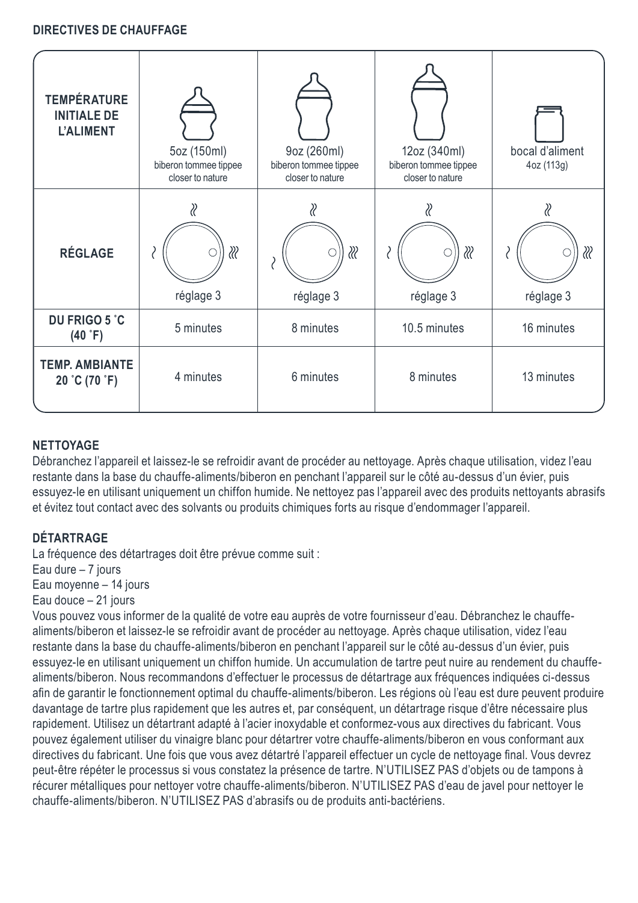## DIRECTIVES DE CHAUFFAGE

| TEMPÉRATURE INITIALE DE L'ALIMENT | 5oz (150ml) biberon tommee tippee closer to nature | 9oz (260ml) biberon tommee tippee closer to nature | 12oz (340ml) biberon tommee tippee closer to nature | bocal d'aliment 4oz (113g) |
|---|---|---|---|---|
| RÉGLAGE | réglage 3 | réglage 3 | réglage 3 | réglage 3 |
| DU FRIGO 5 ˚C (40 ˚F) | 5 minutes | 8 minutes | 10.5 minutes | 16 minutes |
| TEMP. AMBIANTE 20 ˚C (70 ˚F) | 4 minutes | 6 minutes | 8 minutes | 13 minutes |

### NETTOYAGE

Débranchez l'appareil et laissez-le se refroidir avant de procéder au nettoyage. Après chaque utilisation, videz l'eau restante dans la base du chauffe-aliments/biberon en penchant l'appareil sur le côté au-dessus d'un évier, puis essuyez-le en utilisant uniquement un chiffon humide. Ne nettoyez pas l'appareil avec des produits nettoyants abrasifs et évitez tout contact avec des solvants ou produits chimiques forts au risque d'endommager l'appareil.

### DÉTARTRAGE

La fréquence des détartrages doit être prévue comme suit :
Eau dure – 7 jours
Eau moyenne – 14 jours
Eau douce – 21 jours

Vous pouvez vous informer de la qualité de votre eau auprès de votre fournisseur d'eau. Débranchez le chauffe-aliments/biberon et laissez-le se refroidir avant de procéder au nettoyage. Après chaque utilisation, videz l'eau restante dans la base du chauffe-aliments/biberon en penchant l'appareil sur le côté au-dessus d'un évier, puis essuyez-le en utilisant uniquement un chiffon humide. Un accumulation de tartre peut nuire au rendement du chauffe-aliments/biberon. Nous recommandons d'effectuer le processus de détartrage aux fréquences indiquées ci-dessus afin de garantir le fonctionnement optimal du chauffe-aliments/biberon. Les régions où l'eau est dure peuvent produire davantage de tartre plus rapidement que les autres et, par conséquent, un détartrage risque d'être nécessaire plus rapidement. Utilisez un détartrant adapté à l'acier inoxydable et conformez-vous aux directives du fabricant. Vous pouvez également utiliser du vinaigre blanc pour détartrer votre chauffe-aliments/biberon en vous conformant aux directives du fabricant. Une fois que vous avez détartré l'appareil effectuer un cycle de nettoyage final. Vous devrez peut-être répéter le processus si vous constatez la présence de tartre. N'UTILISEZ PAS d'objets ou de tampons à récurer métalliques pour nettoyer votre chauffe-aliments/biberon. N'UTILISEZ PAS d'eau de javel pour nettoyer le chauffe-aliments/biberon. N'UTILISEZ PAS d'abrasifs ou de produits anti-bactériens.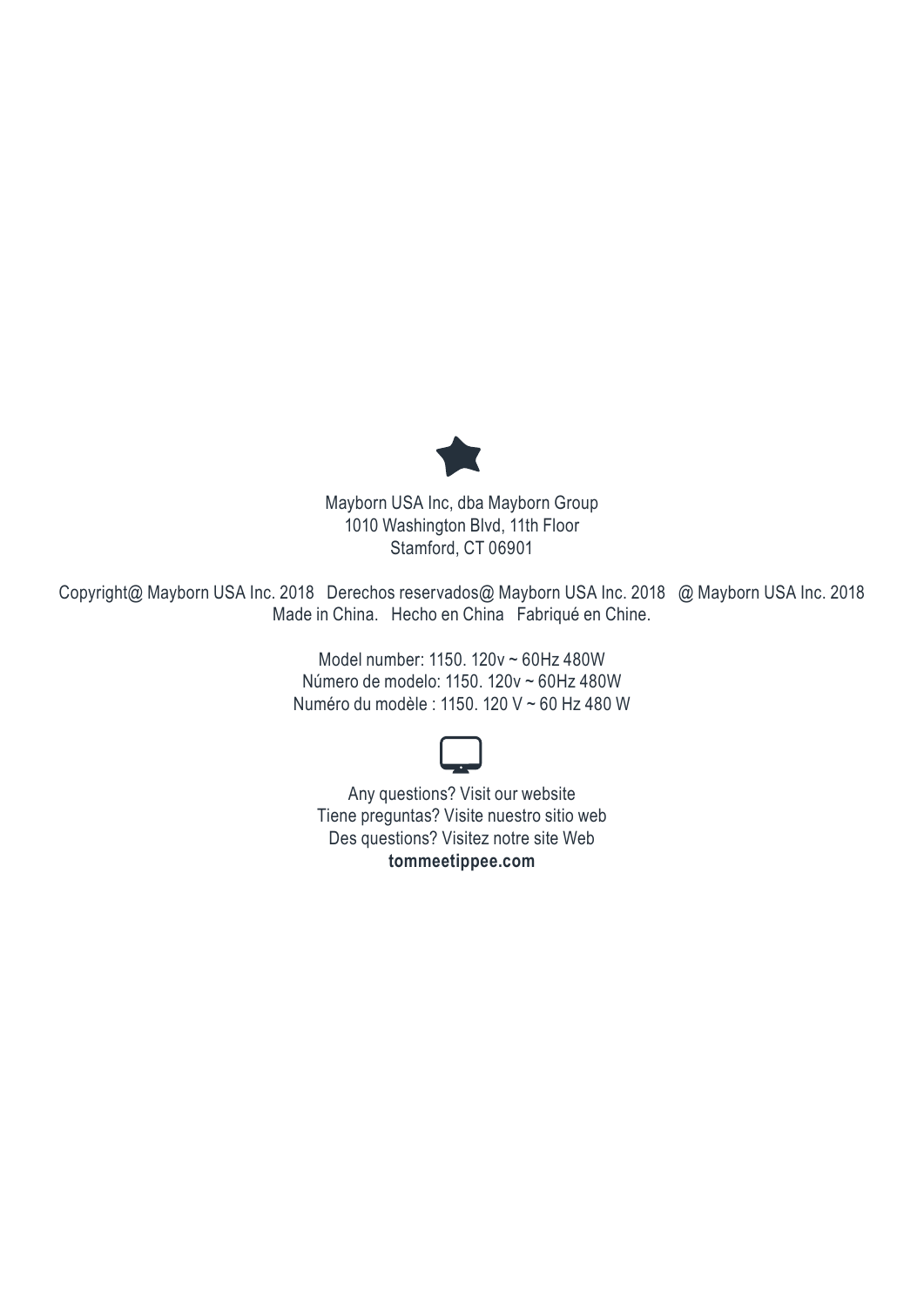Mayborn USA Inc, dba Mayborn Group
1010 Washington Blvd, 11th Floor
Stamford, CT 06901

Copyright@ Mayborn USA Inc. 2018   Derechos reservados@ Mayborn USA Inc. 2018   @ Mayborn USA Inc. 2018
Made in China.   Hecho en China   Fabriqué en Chine.

Model number: 1150. 120v ~ 60Hz 480W
Número de modelo: 1150. 120v ~ 60Hz 480W
Numéro du modèle : 1150. 120 V ~ 60 Hz 480 W

Any questions? Visit our website
Tiene preguntas? Visite nuestro sitio web
Des questions? Visitez notre site Web
**tommeetippee.com**